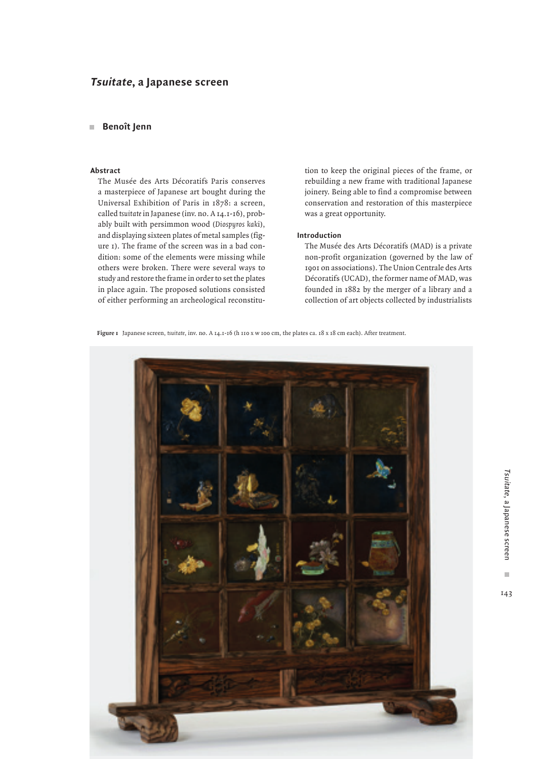# *Tsuitate*, a Japanese screen

**Benoît Jenn**

### Abstract

The Musée des Arts Décoratifs Paris conserves a masterpiece of Japanese art bought during the Universal Exhibition of Paris in 1878: a screen, called *tsuitate* in Japanese (inv. no. A 14.1-16), probably built with persimmon wood (*Diospyros kaki*), and displaying sixteen plates of metal samples (figure 1). The frame of the screen was in a bad condition: some of the elements were missing while others were broken. There were several ways to study and restore the frame in order to set the plates in place again. The proposed solutions consisted of either performing an archeological reconstitution to keep the original pieces of the frame, or rebuilding a new frame with traditional Japanese joinery. Being able to find a compromise between conservation and restoration of this masterpiece was a great opportunity.

### Introduction

The Musée des Arts Décoratifs (MAD) is a private non-profit organization (governed by the law of 1901 on associations). The Union Centrale des Arts Décoratifs (UCAD), the former name of MAD, was founded in 1882 by the merger of a library and a collection of art objects collected by industrialists

**Figure 1** Japanese screen, *tsuitate*, inv. no. A 14.1-16 (h 110 x w 100 cm, the plates ca. 18 x 18 cm each). After treatment.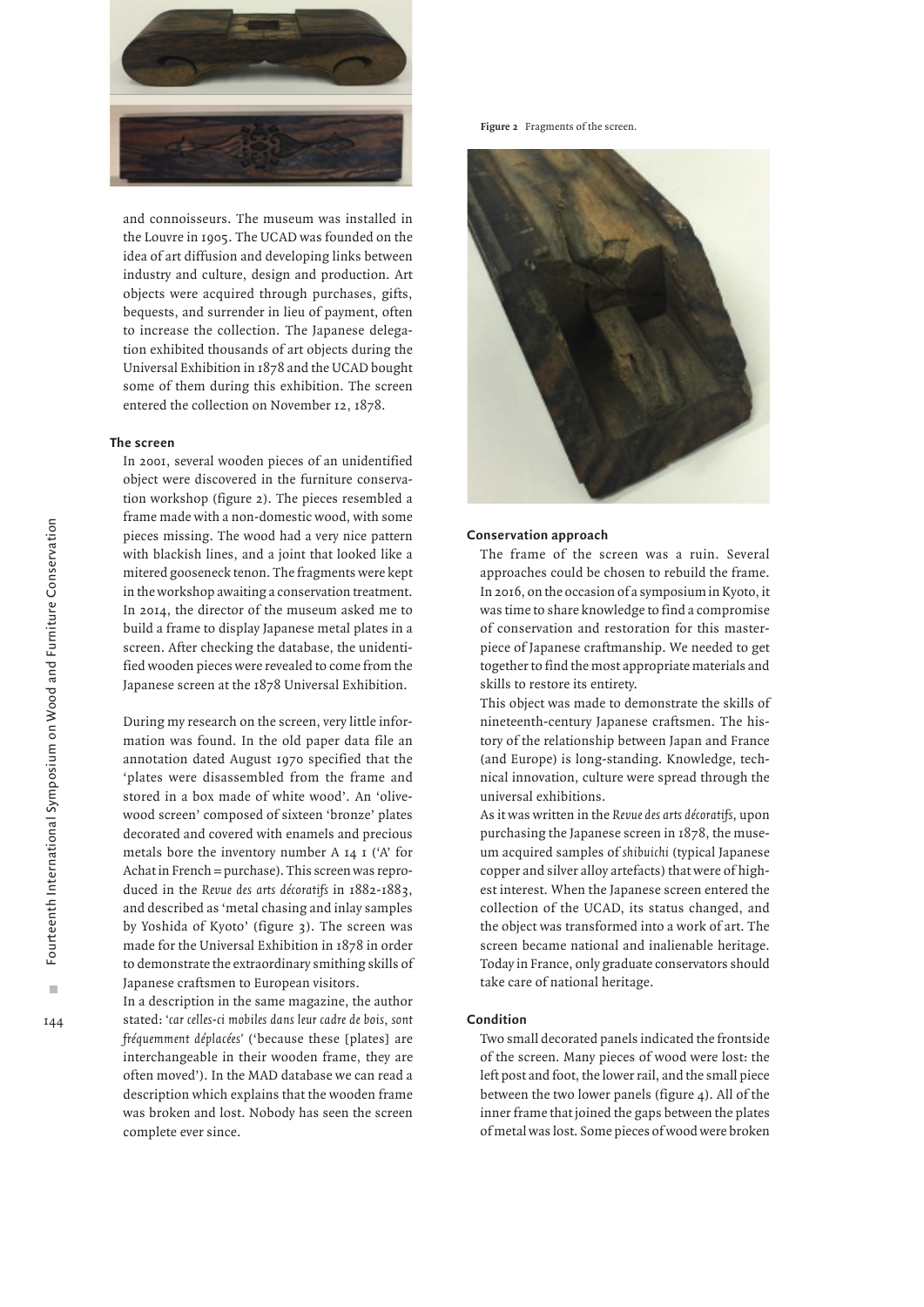and connoisseurs. The museum was installed in the Louvre in 1905. The UCAD was founded on the idea of art diffusion and developing links between industry and culture, design and production. Art objects were acquired through purchases, gifts, bequests, and surrender in lieu of payment, often to increase the collection. The Japanese delegation exhibited thousands of art objects during the Universal Exhibition in 1878 and the UCAD bought some of them during this exhibition. The screen entered the collection on November 12, 1878.

### The screen

In 2001, several wooden pieces of an unidentified object were discovered in the furniture conservation workshop (figure 2). The pieces resembled a frame made with a non-domestic wood, with some pieces missing. The wood had a very nice pattern with blackish lines, and a joint that looked like a mitered gooseneck tenon. The fragments were kept in the workshop awaiting a conservation treatment. In 2014, the director of the museum asked me to build a frame to display Japanese metal plates in a screen. After checking the database, the unidentified wooden pieces were revealed to come from the Japanese screen at the 1878 Universal Exhibition.

During my research on the screen, very little information was found. In the old paper data file an annotation dated August 1970 specified that the 'plates were disassembled from the frame and stored in a box made of white wood'. An 'olive-wood screen' composed of sixteen 'bronze' plates decorated and covered with enamels and precious metals bore the inventory number A 14 1 ('A' for Achat in French = purchase). This screen was reproduced in the *Revue des arts décoratifs* in 1882-1883, and described as 'metal chasing and inlay samples by Yoshida of Kyoto' (figure 3). The screen was made for the Universal Exhibition in 1878 in order to demonstrate the extraordinary smithing skills of Japanese craftsmen to European visitors.

In a description in the same magazine, the author stated: '*car celles-ci mobiles dans leur cadre de bois, sont fréquemment déplacées*' ('because these [plates] are interchangeable in their wooden frame, they are often moved'). In the MAD database we can read a description which explains that the wooden frame was broken and lost. Nobody has seen the screen complete ever since.

**Figure 2** Fragments of the screen.

### Conservation approach

The frame of the screen was a ruin. Several approaches could be chosen to rebuild the frame. In 2016, on the occasion of a symposium in Kyoto, it was time to share knowledge to find a compromise of conservation and restoration for this masterpiece of Japanese craftmanship. We needed to get together to find the most appropriate materials and skills to restore its entirety.

This object was made to demonstrate the skills of nineteenth-century Japanese craftsmen. The history of the relationship between Japan and France (and Europe) is long-standing. Knowledge, technical innovation, culture were spread through the universal exhibitions.

As it was written in the *Revue des arts décoratifs*, upon purchasing the Japanese screen in 1878, the museum acquired samples of *shibuichi* (typical Japanese copper and silver alloy artefacts) that were of highest interest. When the Japanese screen entered the collection of the UCAD, its status changed, and the object was transformed into a work of art. The screen became national and inalienable heritage. Today in France, only graduate conservators should take care of national heritage.

### Condition

Two small decorated panels indicated the frontside of the screen. Many pieces of wood were lost: the left post and foot, the lower rail, and the small piece between the two lower panels (figure 4). All of the inner frame that joined the gaps between the plates of metal was lost. Some pieces of wood were broken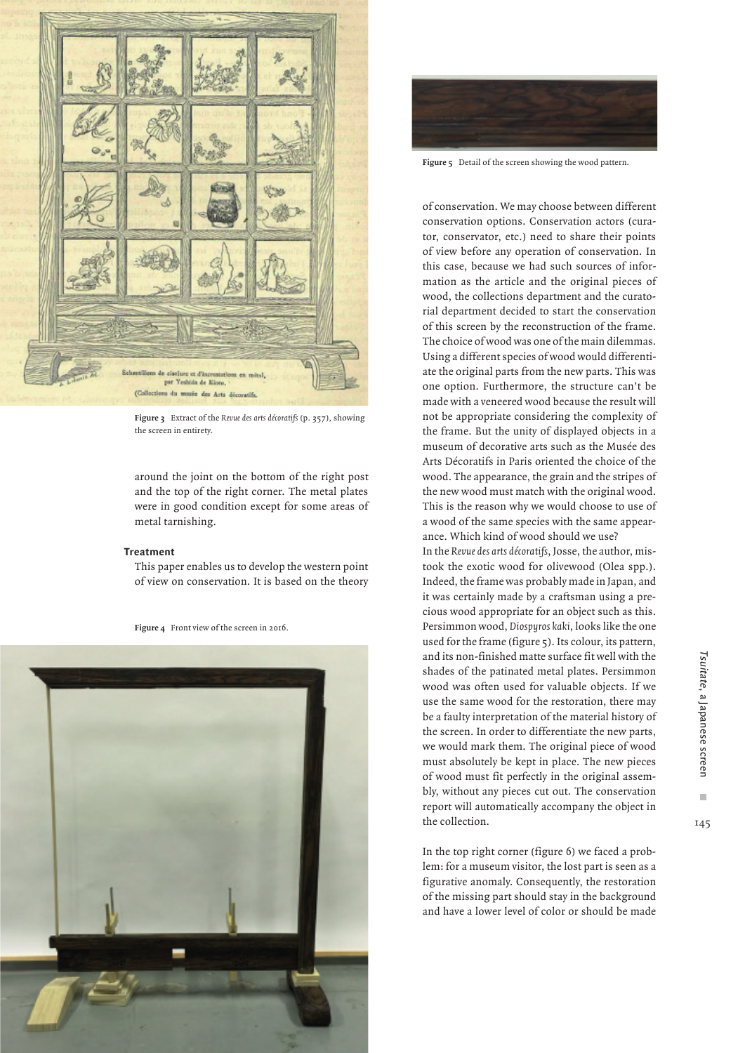Figure 3 Extract of the *Revue des arts décoratifs* (p. 357), showing the screen in entirety.

around the joint on the bottom of the right post and the top of the right corner. The metal plates were in good condition except for some areas of metal tarnishing.

### Treatment

This paper enables us to develop the western point of view on conservation. It is based on the theory

Figure 4 Front view of the screen in 2016.

Figure 5 Detail of the screen showing the wood pattern.

of conservation. We may choose between different conservation options. Conservation actors (curator, conservator, etc.) need to share their points of view before any operation of conservation. In this case, because we had such sources of information as the article and the original pieces of wood, the collections department and the curatorial department decided to start the conservation of this screen by the reconstruction of the frame. The choice of wood was one of the main dilemmas. Using a different species of wood would differentiate the original parts from the new parts. This was one option. Furthermore, the structure can't be made with a veneered wood because the result will not be appropriate considering the complexity of the frame. But the unity of displayed objects in a museum of decorative arts such as the Musée des Arts Décoratifs in Paris oriented the choice of the wood. The appearance, the grain and the stripes of the new wood must match with the original wood. This is the reason why we would choose to use of a wood of the same species with the same appearance. Which kind of wood should we use?

In the *Revue des arts décoratifs*, Josse, the author, mistook the exotic wood for olivewood (Olea spp.). Indeed, the frame was probably made in Japan, and it was certainly made by a craftsman using a precious wood appropriate for an object such as this. Persimmon wood, *Diospyros kaki*, looks like the one used for the frame (figure 5). Its colour, its pattern, and its non-finished matte surface fit well with the shades of the patinated metal plates. Persimmon wood was often used for valuable objects. If we use the same wood for the restoration, there may be a faulty interpretation of the material history of the screen. In order to differentiate the new parts, we would mark them. The original piece of wood must absolutely be kept in place. The new pieces of wood must fit perfectly in the original assembly, without any pieces cut out. The conservation report will automatically accompany the object in the collection.

In the top right corner (figure 6) we faced a problem: for a museum visitor, the lost part is seen as a figurative anomaly. Consequently, the restoration of the missing part should stay in the background and have a lower level of color or should be made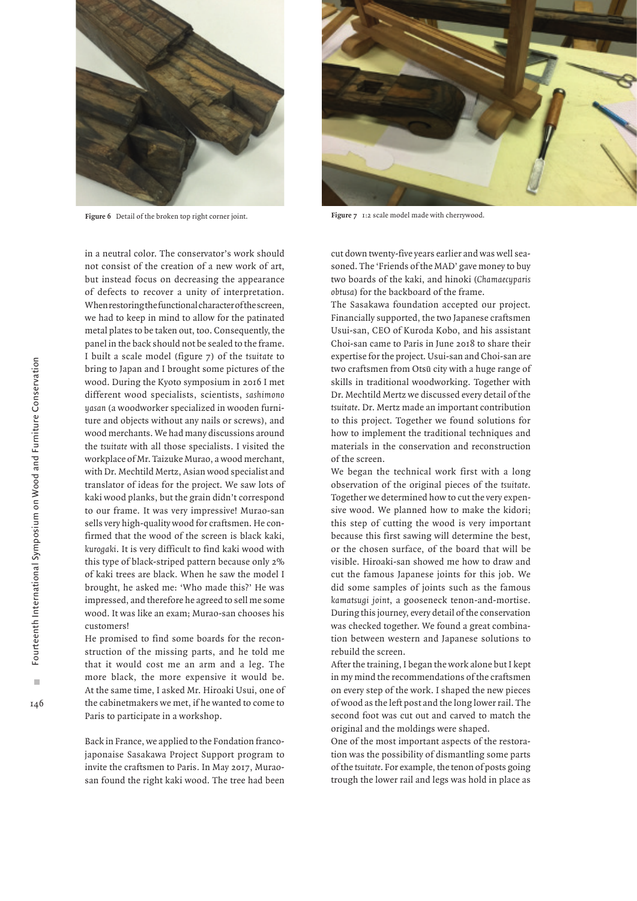Figure 6 Detail of the broken top right corner joint.

Figure 7 1:2 scale model made with cherrywood.

in a neutral color. The conservator's work should not consist of the creation of a new work of art, but instead focus on decreasing the appearance of defects to recover a unity of interpretation. When restoring the functional character of the screen, we had to keep in mind to allow for the patinated metal plates to be taken out, too. Consequently, the panel in the back should not be sealed to the frame. I built a scale model (figure 7) of the *tsuitate* to bring to Japan and I brought some pictures of the wood. During the Kyoto symposium in 2016 I met different wood specialists, scientists, *sashimono yasan* (a woodworker specialized in wooden furniture and objects without any nails or screws), and wood merchants. We had many discussions around the *tsuitate* with all those specialists. I visited the workplace of Mr. Taizuke Murao, a wood merchant, with Dr. Mechtild Mertz, Asian wood specialist and translator of ideas for the project. We saw lots of kaki wood planks, but the grain didn't correspond to our frame. It was very impressive! Murao-san sells very high-quality wood for craftsmen. He confirmed that the wood of the screen is black kaki, *kurogaki*. It is very difficult to find kaki wood with this type of black-striped pattern because only 2% of kaki trees are black. When he saw the model I brought, he asked me: 'Who made this?' He was impressed, and therefore he agreed to sell me some wood. It was like an exam; Murao-san chooses his customers!

He promised to find some boards for the reconstruction of the missing parts, and he told me that it would cost me an arm and a leg. The more black, the more expensive it would be. At the same time, I asked Mr. Hiroaki Usui, one of the cabinetmakers we met, if he wanted to come to Paris to participate in a workshop.

Back in France, we applied to the Fondation franco-japonaise Sasakawa Project Support program to invite the craftsmen to Paris. In May 2017, Murao-san found the right kaki wood. The tree had been cut down twenty-five years earlier and was well seasoned. The 'Friends of the MAD' gave money to buy two boards of the kaki, and hinoki (*Chamaecyparis obtusa*) for the backboard of the frame.

The Sasakawa foundation accepted our project. Financially supported, the two Japanese craftsmen Usui-san, CEO of Kuroda Kobo, and his assistant Choi-san came to Paris in June 2018 to share their expertise for the project. Usui-san and Choi-san are two craftsmen from Otsū city with a huge range of skills in traditional woodworking. Together with Dr. Mechtild Mertz we discussed every detail of the *tsuitate*. Dr. Mertz made an important contribution to this project. Together we found solutions for how to implement the traditional techniques and materials in the conservation and reconstruction of the screen.

We began the technical work first with a long observation of the original pieces of the *tsuitate*. Together we determined how to cut the very expensive wood. We planned how to make the kidori; this step of cutting the wood is very important because this first sawing will determine the best, or the chosen surface, of the board that will be visible. Hiroaki-san showed me how to draw and cut the famous Japanese joints for this job. We did some samples of joints such as the famous *kamatsugi joint*, a gooseneck tenon-and-mortise. During this journey, every detail of the conservation was checked together. We found a great combination between western and Japanese solutions to rebuild the screen.

After the training, I began the work alone but I kept in my mind the recommendations of the craftsmen on every step of the work. I shaped the new pieces of wood as the left post and the long lower rail. The second foot was cut out and carved to match the original and the moldings were shaped.

One of the most important aspects of the restoration was the possibility of dismantling some parts of the *tsuitate*. For example, the tenon of posts going trough the lower rail and legs was hold in place as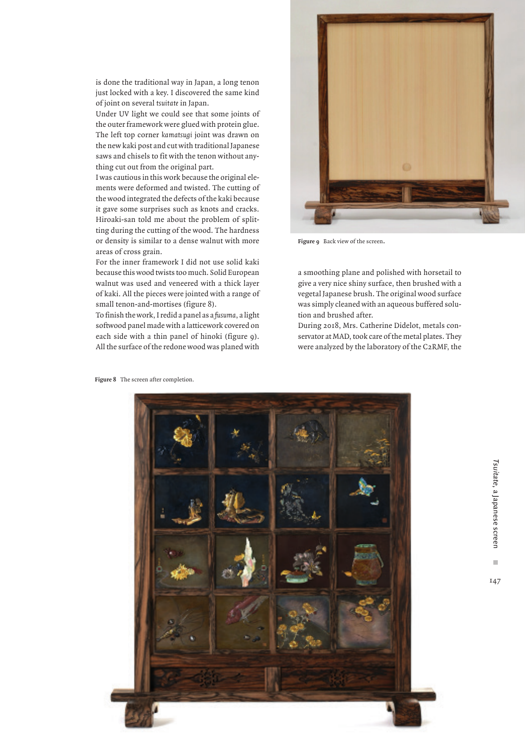is done the traditional way in Japan, a long tenon just locked with a key. I discovered the same kind of joint on several *tsuitate* in Japan.

Under UV light we could see that some joints of the outer framework were glued with protein glue. The left top corner *kamatsugi* joint was drawn on the new kaki post and cut with traditional Japanese saws and chisels to fit with the tenon without anything cut out from the original part.

I was cautious in this work because the original elements were deformed and twisted. The cutting of the wood integrated the defects of the kaki because it gave some surprises such as knots and cracks. Hiroaki-san told me about the problem of splitting during the cutting of the wood. The hardness or density is similar to a dense walnut with more areas of cross grain.

For the inner framework I did not use solid kaki because this wood twists too much. Solid European walnut was used and veneered with a thick layer of kaki. All the pieces were jointed with a range of small tenon-and-mortises (figure 8).

To finish the work, I redid a panel as a *fusuma*, a light softwood panel made with a latticework covered on each side with a thin panel of hinoki (figure 9). All the surface of the redone wood was planed with a smoothing plane and polished with horsetail to give a very nice shiny surface, then brushed with a vegetal Japanese brush. The original wood surface was simply cleaned with an aqueous buffered solution and brushed after.

During 2018, Mrs. Catherine Didelot, metals conservator at MAD, took care of the metal plates. They were analyzed by the laboratory of the C2RMF, the

**Figure 9** Back view of the screen.

**Figure 8** The screen after completion.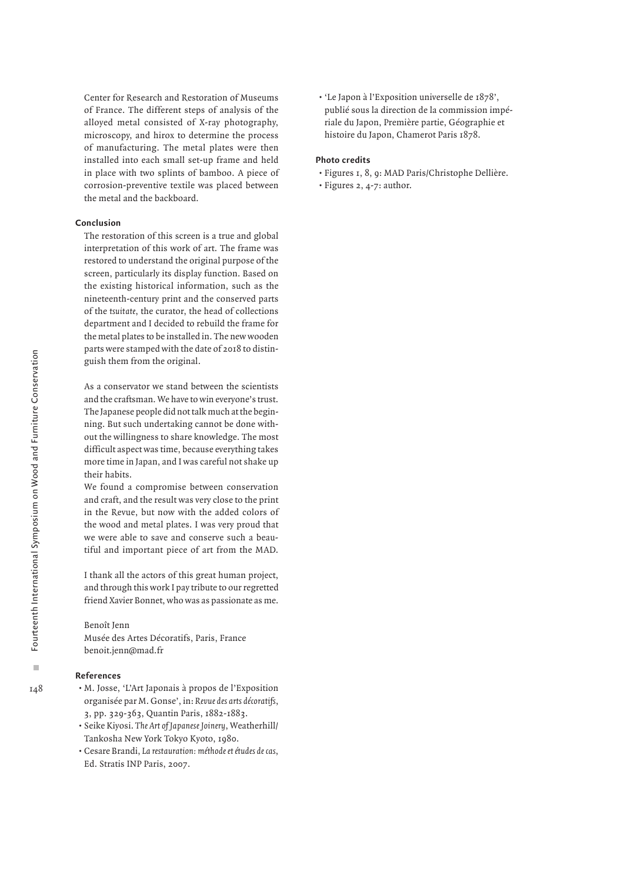Center for Research and Restoration of Museums of France. The different steps of analysis of the alloyed metal consisted of X-ray photography, microscopy, and hirox to determine the process of manufacturing. The metal plates were then installed into each small set-up frame and held in place with two splints of bamboo. A piece of corrosion-preventive textile was placed between the metal and the backboard.

#### Conclusion

The restoration of this screen is a true and global interpretation of this work of art. The frame was restored to understand the original purpose of the screen, particularly its display function. Based on the existing historical information, such as the nineteenth-century print and the conserved parts of the *tsuitate*, the curator, the head of collections department and I decided to rebuild the frame for the metal plates to be installed in. The new wooden parts were stamped with the date of 2018 to distinguish them from the original.

As a conservator we stand between the scientists and the craftsman. We have to win everyone's trust. The Japanese people did not talk much at the beginning. But such undertaking cannot be done without the willingness to share knowledge. The most difficult aspect was time, because everything takes more time in Japan, and I was careful not shake up their habits.

We found a compromise between conservation and craft, and the result was very close to the print in the Revue, but now with the added colors of the wood and metal plates. I was very proud that we were able to save and conserve such a beautiful and important piece of art from the MAD.

I thank all the actors of this great human project, and through this work I pay tribute to our regretted friend Xavier Bonnet, who was as passionate as me.

Benoît Jenn
Musée des Artes Décoratifs, Paris, France
benoit.jenn@mad.fr

#### References

- M. Josse, 'L'Art Japonais à propos de l'Exposition organisée par M. Gonse', in: *Revue des arts décoratifs*, 3, pp. 329-363, Quantin Paris, 1882-1883.
- Seike Kiyosi. *The Art of Japanese Joinery*, Weatherhill/Tankosha New York Tokyo Kyoto, 1980.
- Cesare Brandi, *La restauration: méthode et études de cas*, Ed. Stratis INP Paris, 2007.
- 'Le Japon à l'Exposition universelle de 1878', publié sous la direction de la commission impériale du Japon, Première partie, Géographie et histoire du Japon, Chamerot Paris 1878.

#### Photo credits

- Figures 1, 8, 9: MAD Paris/Christophe Dellière.
- Figures 2, 4-7: author.